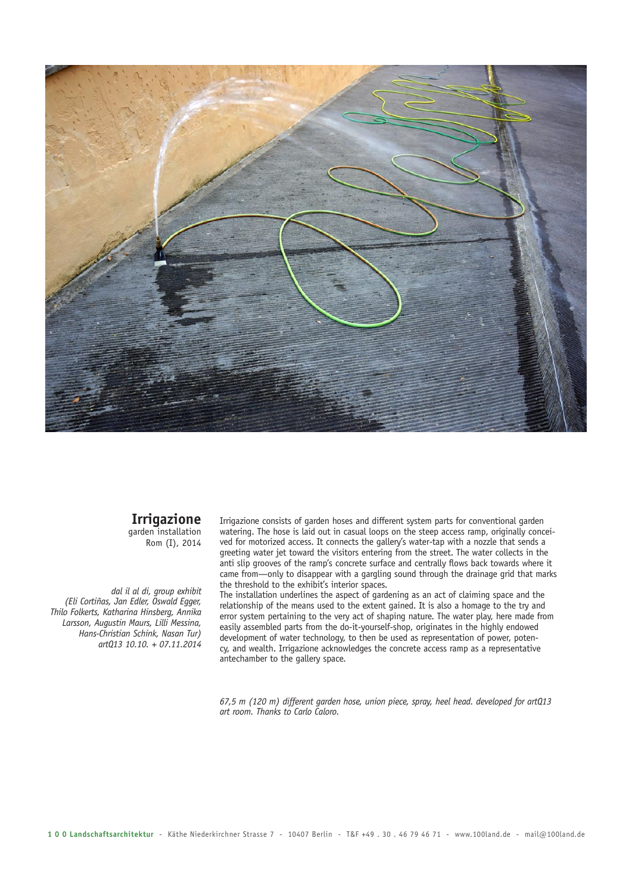## Irrigazione

garden installation
Rom (I), 2014

*dal il al di, group exhibit*
*(Eli Cortiñas, Jan Edler, Oswald Egger, Thilo Folkerts, Katharina Hinsberg, Annika Larsson, Augustin Maurs, Lilli Messina, Hans-Christian Schink, Nasan Tur)*
*artQ13 10.10. + 07.11.2014*

Irrigazione consists of garden hoses and different system parts for conventional garden watering. The hose is laid out in casual loops on the steep access ramp, originally conceived for motorized access. It connects the gallery's water-tap with a nozzle that sends a greeting water jet toward the visitors entering from the street. The water collects in the anti slip grooves of the ramp's concrete surface and centrally flows back towards where it came from—only to disappear with a gargling sound through the drainage grid that marks the threshold to the exhibit's interior spaces.

The installation underlines the aspect of gardening as an act of claiming space and the relationship of the means used to the extent gained. It is also a homage to the try and error system pertaining to the very act of shaping nature. The water play, here made from easily assembled parts from the do-it-yourself-shop, originates in the highly endowed development of water technology, to then be used as representation of power, potency, and wealth. Irrigazione acknowledges the concrete access ramp as a representative antechamber to the gallery space.

*67,5 m (120 m) different garden hose, union piece, spray, heel head. developed for artQ13 art room. Thanks to Carlo Caloro.*

**1 0 0 Landschaftsarchitektur** - Käthe Niederkirchner Strasse 7 - 10407 Berlin - T&F +49 . 30 . 46 79 46 71 - www.100land.de - mail@100land.de